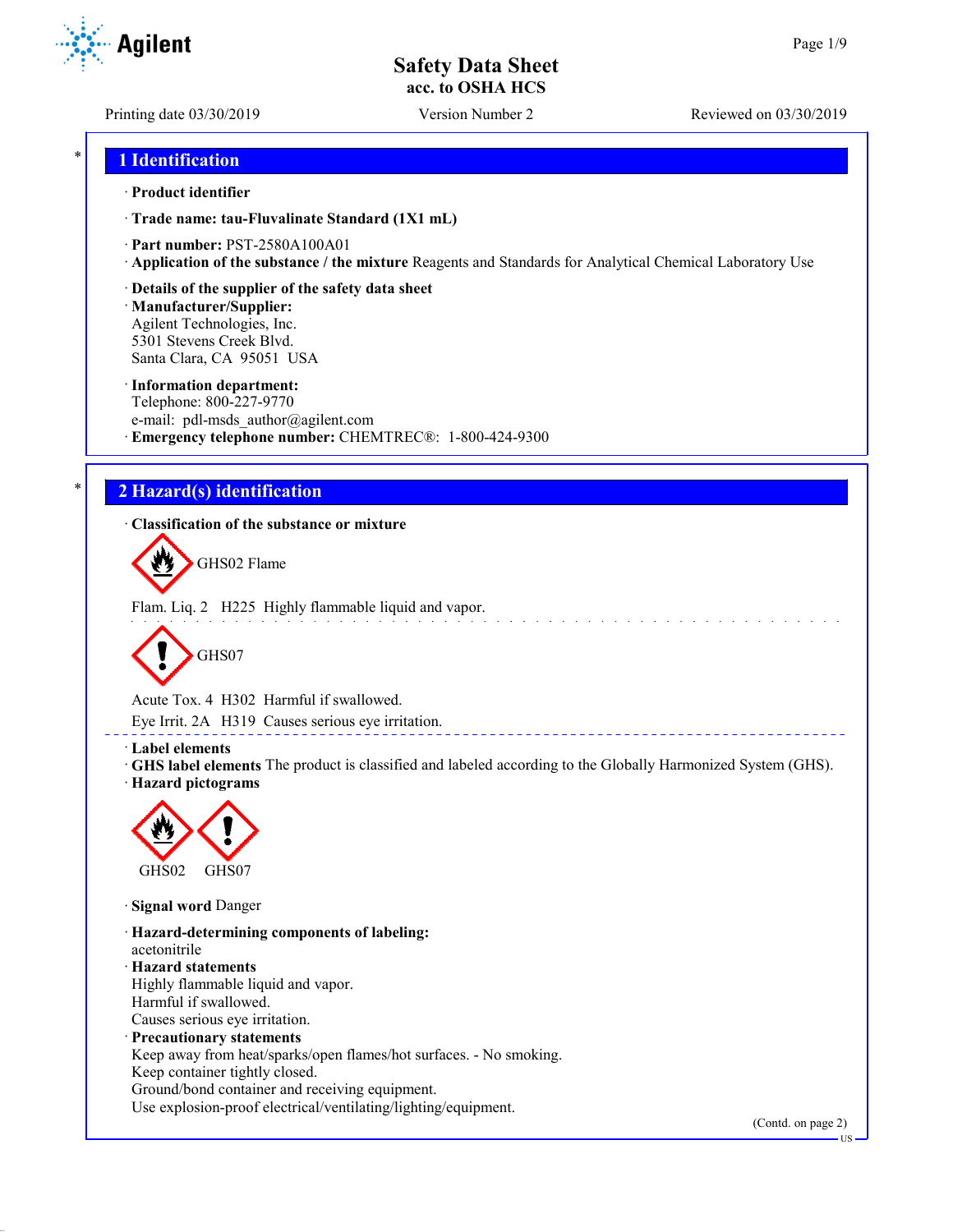# Safety Data Sheet
**acc. to OSHA HCS**

Printing date 03/30/2019 Version Number 2 Reviewed on 03/30/2019

## 1 Identification

· **Product identifier**

· **Trade name: tau-Fluvalinate Standard (1X1 mL)**

· **Part number:** PST-2580A100A01

· **Application of the substance / the mixture** Reagents and Standards for Analytical Chemical Laboratory Use

· **Details of the supplier of the safety data sheet**

· **Manufacturer/Supplier:**
Agilent Technologies, Inc.
5301 Stevens Creek Blvd.
Santa Clara, CA 95051 USA

· **Information department:**
Telephone: 800-227-9770
e-mail: pdl-msds_author@agilent.com

· **Emergency telephone number:** CHEMTREC®: 1-800-424-9300

## 2 Hazard(s) identification

· **Classification of the substance or mixture**

GHS02 Flame

Flam. Liq. 2 H225 Highly flammable liquid and vapor.

GHS07

Acute Tox. 4 H302 Harmful if swallowed.

Eye Irrit. 2A H319 Causes serious eye irritation.

· **Label elements**

· **GHS label elements** The product is classified and labeled according to the Globally Harmonized System (GHS).

· **Hazard pictograms**

GHS02 GHS07

· **Signal word** Danger

· **Hazard-determining components of labeling:**
acetonitrile

· **Hazard statements**
Highly flammable liquid and vapor.
Harmful if swallowed.
Causes serious eye irritation.

· **Precautionary statements**
Keep away from heat/sparks/open flames/hot surfaces. - No smoking.
Keep container tightly closed.
Ground/bond container and receiving equipment.
Use explosion-proof electrical/ventilating/lighting/equipment.

(Contd. on page 2)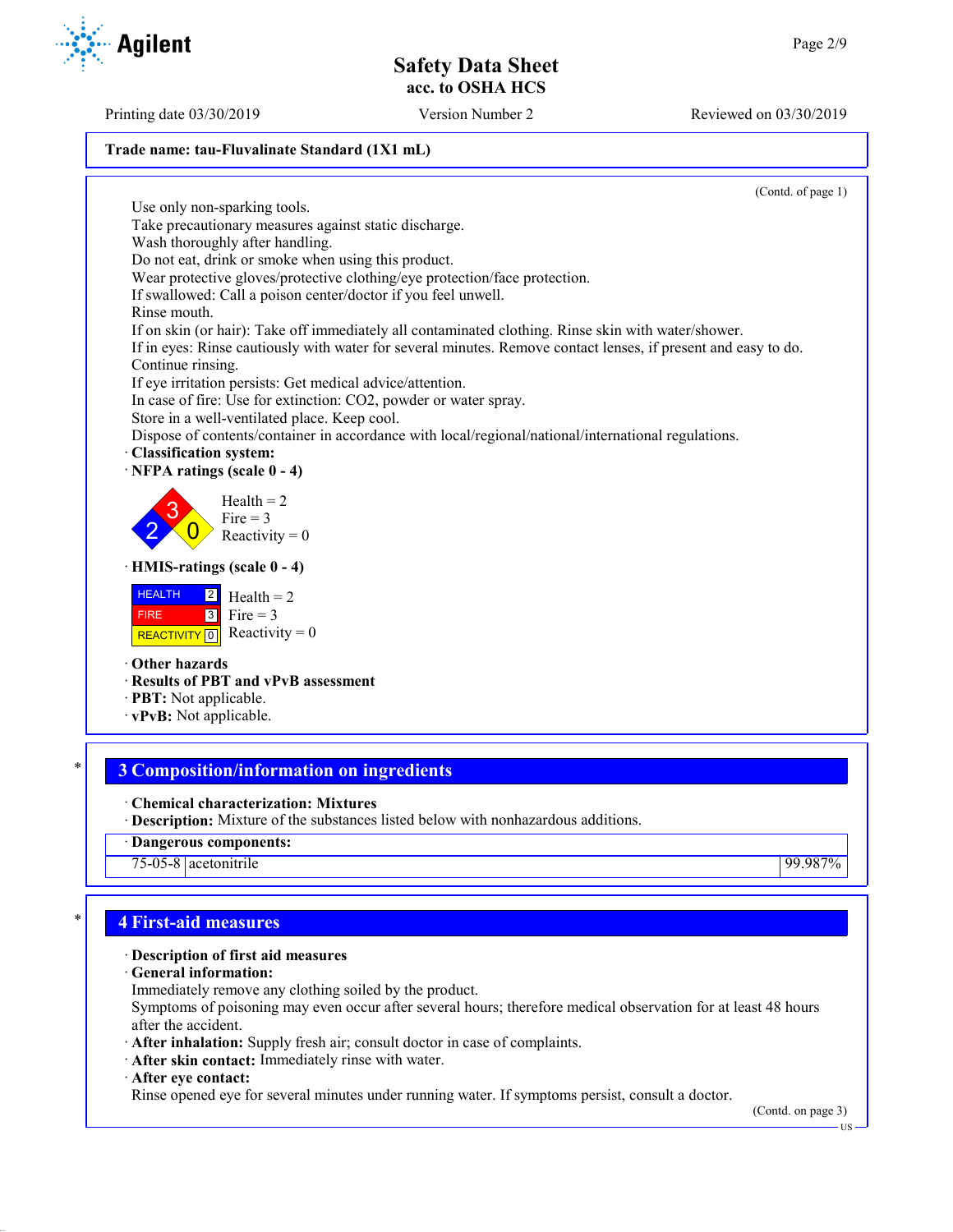Trade name: tau-Fluvalinate Standard (1X1 mL)

(Contd. of page 1)

Use only non-sparking tools.
Take precautionary measures against static discharge.
Wash thoroughly after handling.
Do not eat, drink or smoke when using this product.
Wear protective gloves/protective clothing/eye protection/face protection.
If swallowed: Call a poison center/doctor if you feel unwell.
Rinse mouth.
If on skin (or hair): Take off immediately all contaminated clothing. Rinse skin with water/shower.
If in eyes: Rinse cautiously with water for several minutes. Remove contact lenses, if present and easy to do. Continue rinsing.
If eye irritation persists: Get medical advice/attention.
In case of fire: Use for extinction: $CO_2$, powder or water spray.
Store in a well-ventilated place. Keep cool.
Dispose of contents/container in accordance with local/regional/national/international regulations.

· **Classification system:**
· **NFPA ratings (scale 0 - 4)**

Health = 2
Fire = 3
Reactivity = 0

· **HMIS-ratings (scale 0 - 4)**

| | |
|---|---|
| HEALTH | 2 |
| FIRE | 3 |
| REACTIVITY | 0 |

Health = 2
Fire = 3
Reactivity = 0

· **Other hazards**
· **Results of PBT and vPvB assessment**
· **PBT:** Not applicable.
· **vPvB:** Not applicable.

## 3 Composition/information on ingredients

· **Chemical characterization: Mixtures**
· **Description:** Mixture of the substances listed below with nonhazardous additions.

| · Dangerous components: | | |
|---|---|---|
| 75-05-8 | acetonitrile | 99.987% |

## 4 First-aid measures

· **Description of first aid measures**
· **General information:**
Immediately remove any clothing soiled by the product.
Symptoms of poisoning may even occur after several hours; therefore medical observation for at least 48 hours after the accident.
· **After inhalation:** Supply fresh air; consult doctor in case of complaints.
· **After skin contact:** Immediately rinse with water.
· **After eye contact:**
Rinse opened eye for several minutes under running water. If symptoms persist, consult a doctor.

(Contd. on page 3)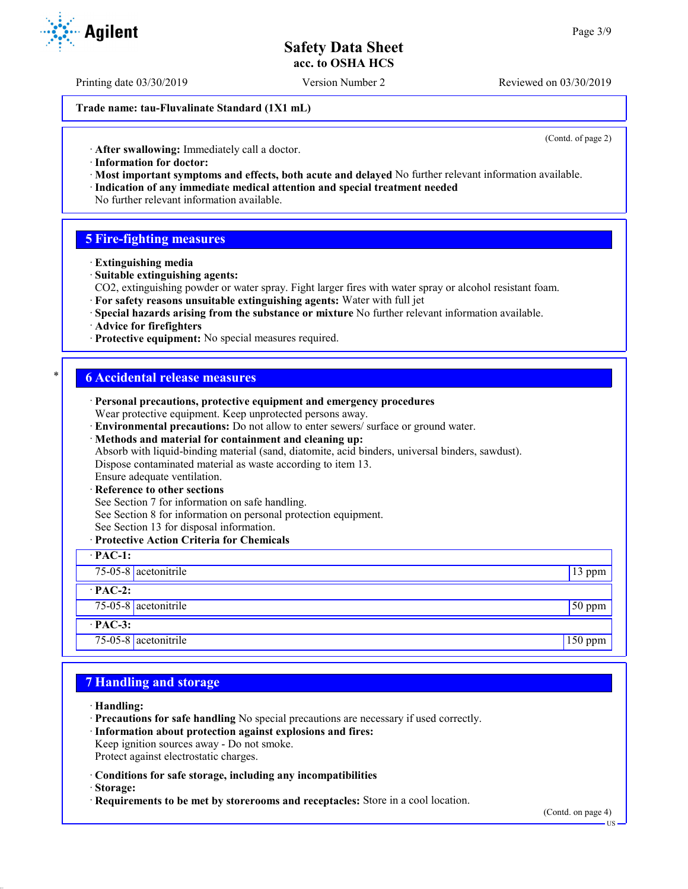Trade name: tau-Fluvalinate Standard (1X1 mL)

(Contd. of page 2)

· **After swallowing:** Immediately call a doctor.
· **Information for doctor:**
· **Most important symptoms and effects, both acute and delayed** No further relevant information available.
· **Indication of any immediate medical attention and special treatment needed**
No further relevant information available.

## 5 Fire-fighting measures

· **Extinguishing media**
· **Suitable extinguishing agents:**
$CO_2$, extinguishing powder or water spray. Fight larger fires with water spray or alcohol resistant foam.
· **For safety reasons unsuitable extinguishing agents:** Water with full jet
· **Special hazards arising from the substance or mixture** No further relevant information available.
· **Advice for firefighters**
· **Protective equipment:** No special measures required.

## 6 Accidental release measures

· **Personal precautions, protective equipment and emergency procedures**
Wear protective equipment. Keep unprotected persons away.
· **Environmental precautions:** Do not allow to enter sewers/ surface or ground water.
· **Methods and material for containment and cleaning up:**
Absorb with liquid-binding material (sand, diatomite, acid binders, universal binders, sawdust).
Dispose contaminated material as waste according to item 13.
Ensure adequate ventilation.
· **Reference to other sections**
See Section 7 for information on safe handling.
See Section 8 for information on personal protection equipment.
See Section 13 for disposal information.
· **Protective Action Criteria for Chemicals**

| · **PAC-1:** | | |
|---|---|---|
| 75-05-8 | acetonitrile | 13 ppm |
| · **PAC-2:** | | |
| 75-05-8 | acetonitrile | 50 ppm |
| · **PAC-3:** | | |
| 75-05-8 | acetonitrile | 150 ppm |

## 7 Handling and storage

· **Handling:**
· **Precautions for safe handling** No special precautions are necessary if used correctly.
· **Information about protection against explosions and fires:**
Keep ignition sources away - Do not smoke.
Protect against electrostatic charges.

· **Conditions for safe storage, including any incompatibilities**
· **Storage:**
· **Requirements to be met by storerooms and receptacles:** Store in a cool location.

(Contd. on page 4)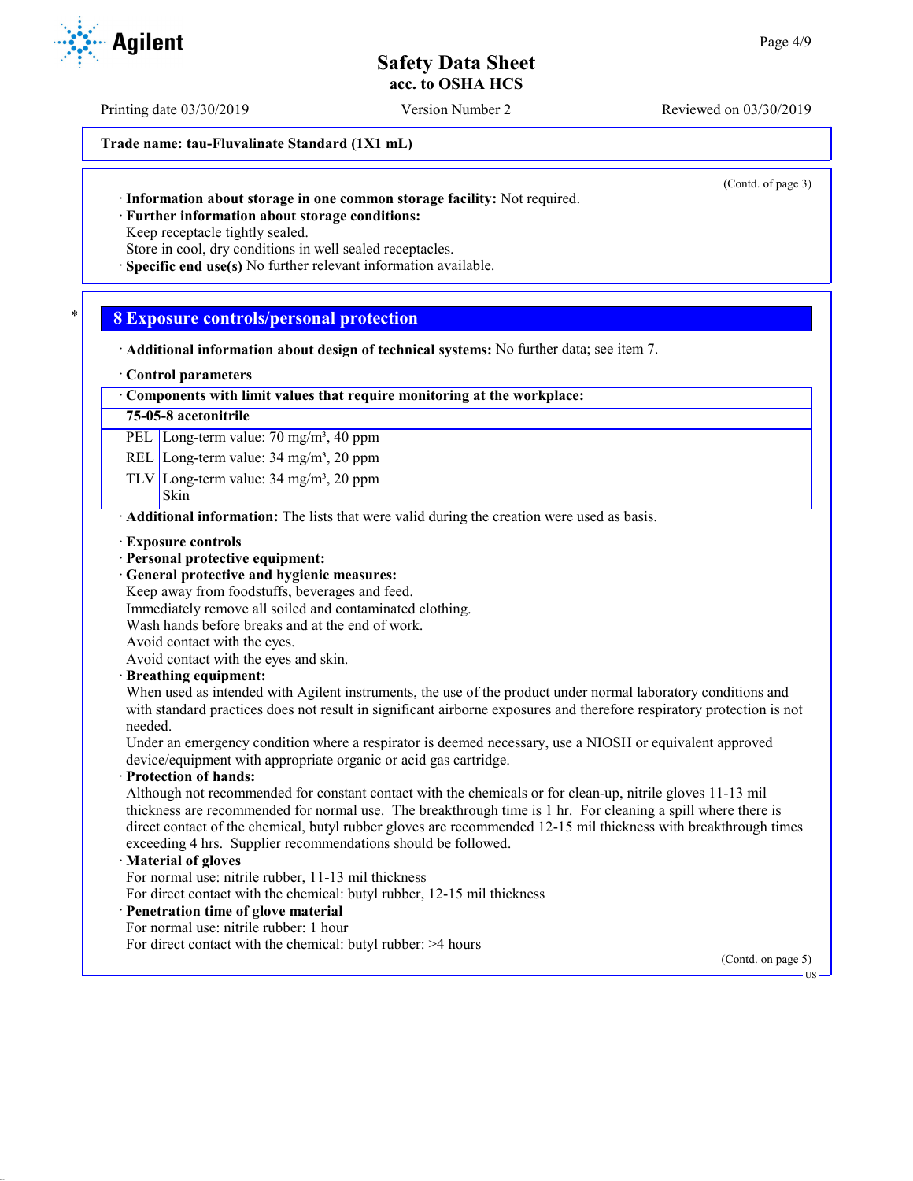**Trade name: tau-Fluvalinate Standard (1X1 mL)**

(Contd. of page 3)

· **Information about storage in one common storage facility:** Not required.
· **Further information about storage conditions:**
Keep receptacle tightly sealed.
Store in cool, dry conditions in well sealed receptacles.
· **Specific end use(s)** No further relevant information available.

## 8 Exposure controls/personal protection

· **Additional information about design of technical systems:** No further data; see item 7.

· **Control parameters**

| · Components with limit values that require monitoring at the workplace: | |
|---|---|
| **75-05-8 acetonitrile** | |
| PEL | Long-term value: 70 mg/m³, 40 ppm |
| REL | Long-term value: 34 mg/m³, 20 ppm |
| TLV | Long-term value: 34 mg/m³, 20 ppm<br>Skin |

· **Additional information:** The lists that were valid during the creation were used as basis.

· **Exposure controls**
· **Personal protective equipment:**
· **General protective and hygienic measures:**
Keep away from foodstuffs, beverages and feed.
Immediately remove all soiled and contaminated clothing.
Wash hands before breaks and at the end of work.
Avoid contact with the eyes.
Avoid contact with the eyes and skin.
· **Breathing equipment:**
When used as intended with Agilent instruments, the use of the product under normal laboratory conditions and with standard practices does not result in significant airborne exposures and therefore respiratory protection is not needed.
Under an emergency condition where a respirator is deemed necessary, use a NIOSH or equivalent approved device/equipment with appropriate organic or acid gas cartridge.
· **Protection of hands:**
Although not recommended for constant contact with the chemicals or for clean-up, nitrile gloves 11-13 mil thickness are recommended for normal use. The breakthrough time is 1 hr. For cleaning a spill where there is direct contact of the chemical, butyl rubber gloves are recommended 12-15 mil thickness with breakthrough times exceeding 4 hrs. Supplier recommendations should be followed.
· **Material of gloves**
For normal use: nitrile rubber, 11-13 mil thickness
For direct contact with the chemical: butyl rubber, 12-15 mil thickness
· **Penetration time of glove material**
For normal use: nitrile rubber: 1 hour
For direct contact with the chemical: butyl rubber: >4 hours

(Contd. on page 5)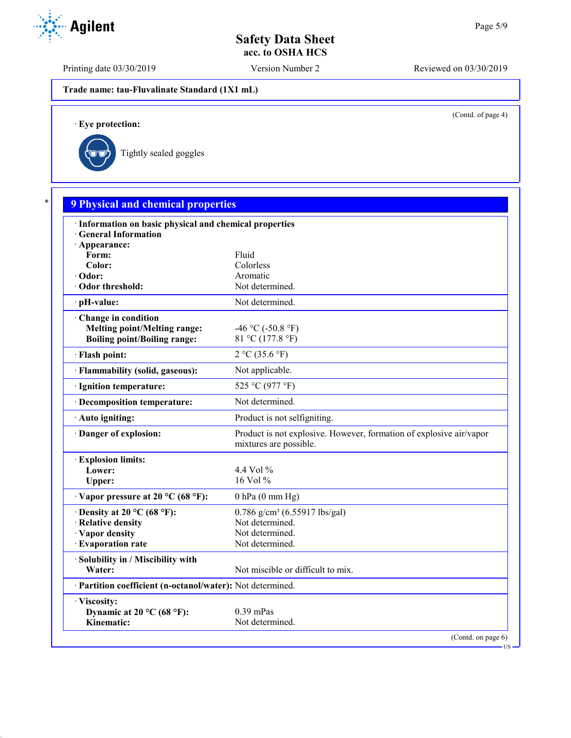**Trade name: tau-Fluvalinate Standard (1X1 mL)**

(Contd. of page 4)

· **Eye protection:**

Tightly sealed goggles

## 9 Physical and chemical properties

| | |
|---|---|
| · **Information on basic physical and chemical properties** | |
| · **General Information** | |
| · **Appearance:** | |
| **Form:** | Fluid |
| **Color:** | Colorless |
| · **Odor:** | Aromatic |
| · **Odor threshold:** | Not determined. |
| · **pH-value:** | Not determined. |
| · **Change in condition** | |
| **Melting point/Melting range:** | -46 °C (-50.8 °F) |
| **Boiling point/Boiling range:** | 81 °C (177.8 °F) |
| · **Flash point:** | 2 °C (35.6 °F) |
| · **Flammability (solid, gaseous):** | Not applicable. |
| · **Ignition temperature:** | 525 °C (977 °F) |
| · **Decomposition temperature:** | Not determined. |
| · **Auto igniting:** | Product is not selfigniting. |
| · **Danger of explosion:** | Product is not explosive. However, formation of explosive air/vapor mixtures are possible. |
| · **Explosion limits:** | |
| **Lower:** | 4.4 Vol % |
| **Upper:** | 16 Vol % |
| · **Vapor pressure at 20 °C (68 °F):** | 0 hPa (0 mm Hg) |
| · **Density at 20 °C (68 °F):** | 0.786 g/cm³ (6.55917 lbs/gal) |
| · **Relative density** | Not determined. |
| · **Vapor density** | Not determined. |
| · **Evaporation rate** | Not determined. |
| · **Solubility in / Miscibility with** | |
| **Water:** | Not miscible or difficult to mix. |
| · **Partition coefficient (n-octanol/water):** | Not determined. |
| · **Viscosity:** | |
| **Dynamic at 20 °C (68 °F):** | 0.39 mPas |
| **Kinematic:** | Not determined. |

(Contd. on page 6)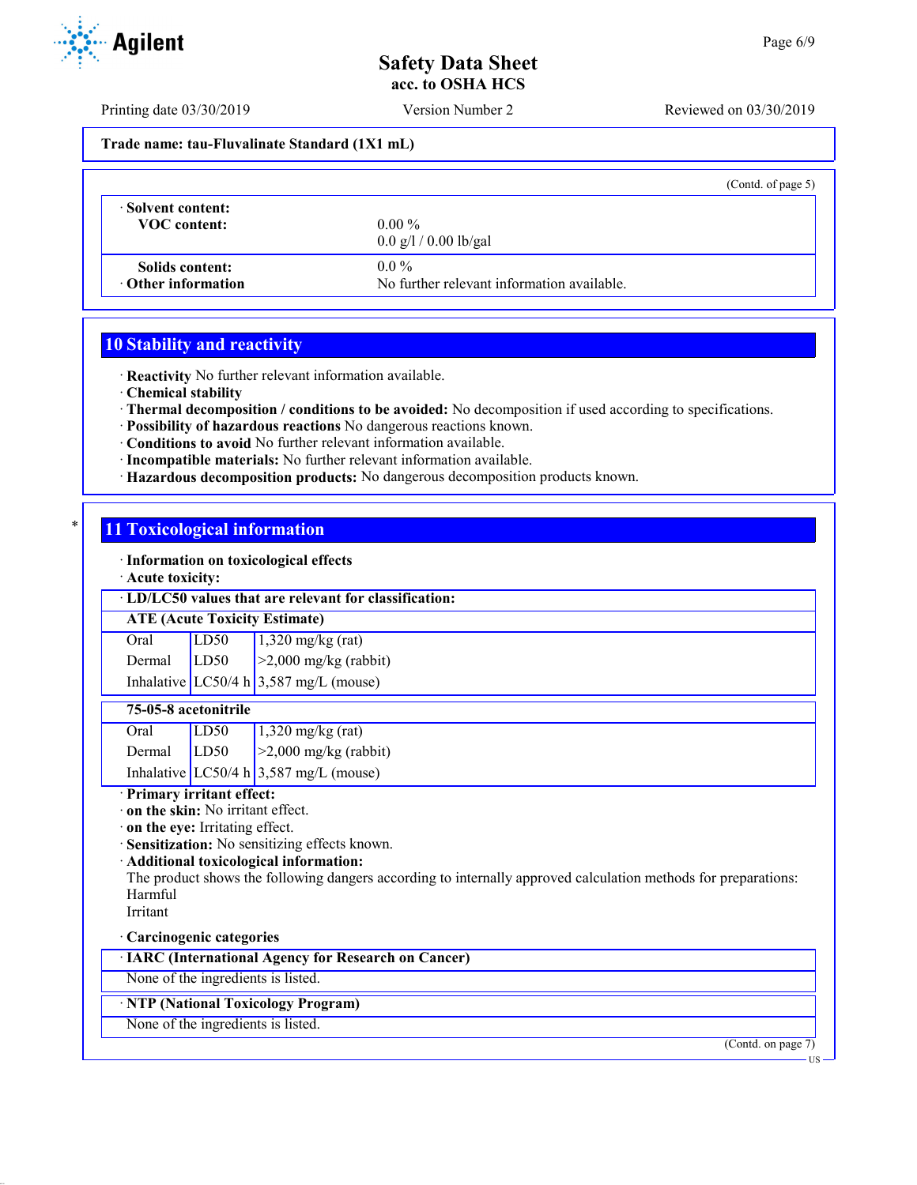**Trade name: tau-Fluvalinate Standard (1X1 mL)**

(Contd. of page 5)

| | |
|---|---|
| · **Solvent content:** | |
| **VOC content:** | 0.00 % |
| | 0.0 g/l / 0.00 lb/gal |
| **Solids content:** | 0.0 % |
| · **Other information** | No further relevant information available. |

## 10 Stability and reactivity

· **Reactivity** No further relevant information available.
· **Chemical stability**
· **Thermal decomposition / conditions to be avoided:** No decomposition if used according to specifications.
· **Possibility of hazardous reactions** No dangerous reactions known.
· **Conditions to avoid** No further relevant information available.
· **Incompatible materials:** No further relevant information available.
· **Hazardous decomposition products:** No dangerous decomposition products known.

## 11 Toxicological information

· **Information on toxicological effects**
· **Acute toxicity:**

· **LD/LC50 values that are relevant for classification:**

| **ATE (Acute Toxicity Estimate)** | | |
|---|---|---|
| Oral | LD50 | 1,320 mg/kg (rat) |
| Dermal | LD50 | >2,000 mg/kg (rabbit) |
| Inhalative | LC50/4 h | 3,587 mg/L (mouse) |

| **75-05-8 acetonitrile** | | |
|---|---|---|
| Oral | LD50 | 1,320 mg/kg (rat) |
| Dermal | LD50 | >2,000 mg/kg (rabbit) |
| Inhalative | LC50/4 h | 3,587 mg/L (mouse) |

· **Primary irritant effect:**
· **on the skin:** No irritant effect.
· **on the eye:** Irritating effect.
· **Sensitization:** No sensitizing effects known.
· **Additional toxicological information:**
The product shows the following dangers according to internally approved calculation methods for preparations:
Harmful
Irritant

· **Carcinogenic categories**

| · **IARC (International Agency for Research on Cancer)** |
|---|
| None of the ingredients is listed. |

| · **NTP (National Toxicology Program)** |
|---|
| None of the ingredients is listed. |

(Contd. on page 7)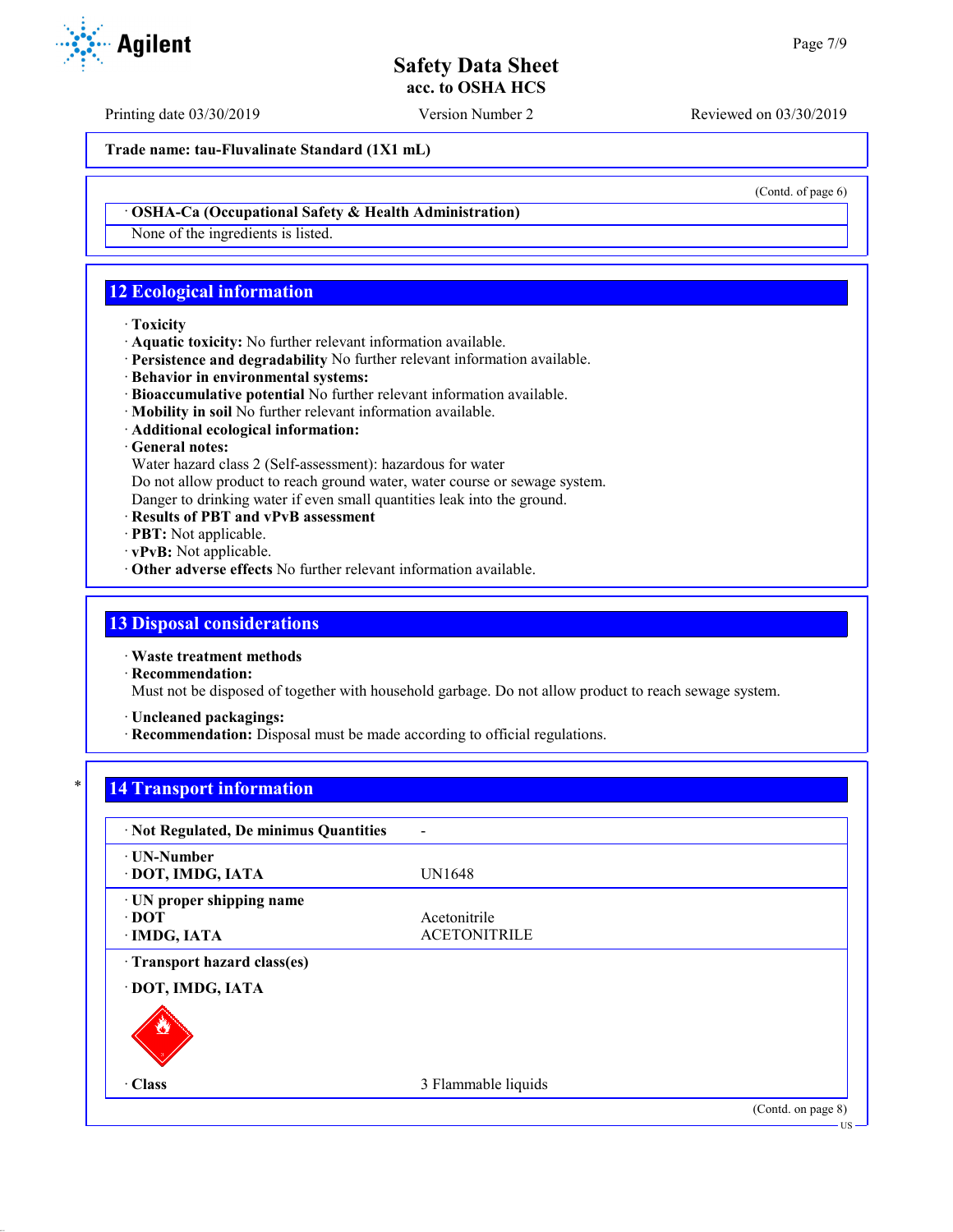Trade name: tau-Fluvalinate Standard (1X1 mL)

(Contd. of page 6)

· **OSHA-Ca (Occupational Safety & Health Administration)**

None of the ingredients is listed.

## 12 Ecological information

· **Toxicity**
· **Aquatic toxicity:** No further relevant information available.
· **Persistence and degradability** No further relevant information available.
· **Behavior in environmental systems:**
· **Bioaccumulative potential** No further relevant information available.
· **Mobility in soil** No further relevant information available.
· **Additional ecological information:**
· **General notes:**
Water hazard class 2 (Self-assessment): hazardous for water
Do not allow product to reach ground water, water course or sewage system.
Danger to drinking water if even small quantities leak into the ground.
· **Results of PBT and vPvB assessment**
· **PBT:** Not applicable.
· **vPvB:** Not applicable.
· **Other adverse effects** No further relevant information available.

## 13 Disposal considerations

· **Waste treatment methods**
· **Recommendation:**
Must not be disposed of together with household garbage. Do not allow product to reach sewage system.

· **Uncleaned packagings:**
· **Recommendation:** Disposal must be made according to official regulations.

## 14 Transport information

| | |
|---|---|
| · **Not Regulated, De minimus Quantities** | - |
| · **UN-Number** | |
| · **DOT, IMDG, IATA** | UN1648 |
| · **UN proper shipping name** | |
| · **DOT** | Acetonitrile |
| · **IMDG, IATA** | ACETONITRILE |
| · **Transport hazard class(es)** | |
| · **DOT, IMDG, IATA** | |
| · **Class** | 3 Flammable liquids |

(Contd. on page 8)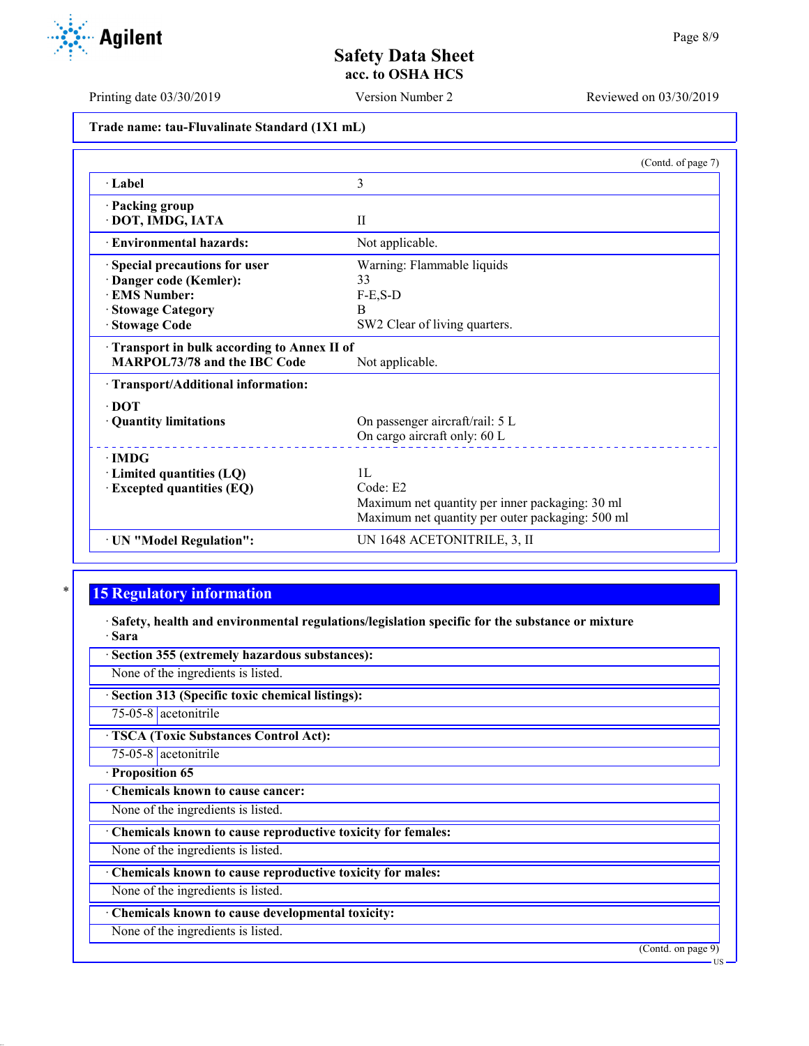Trade name: tau-Fluvalinate Standard (1X1 mL)

(Contd. of page 7)

| | |
|---|---|
| · Label | 3 |
| · Packing group<br>· DOT, IMDG, IATA | II |
| · Environmental hazards: | Not applicable. |
| · Special precautions for user<br>· Danger code (Kemler):<br>· EMS Number:<br>· Stowage Category<br>· Stowage Code | Warning: Flammable liquids<br>33<br>F-E,S-D<br>B<br>SW2 Clear of living quarters. |
| · Transport in bulk according to Annex II of MARPOL73/78 and the IBC Code | Not applicable. |
| · Transport/Additional information: | |
| · DOT<br>· Quantity limitations | On passenger aircraft/rail: 5 L<br>On cargo aircraft only: 60 L |
| · IMDG<br>· Limited quantities (LQ)<br>· Excepted quantities (EQ) | 1L<br>Code: E2<br>Maximum net quantity per inner packaging: 30 ml<br>Maximum net quantity per outer packaging: 500 ml |
| · UN "Model Regulation": | UN 1648 ACETONITRILE, 3, II |

## 15 Regulatory information

· **Safety, health and environmental regulations/legislation specific for the substance or mixture**

· **Sara**

· **Section 355 (extremely hazardous substances):**

None of the ingredients is listed.

· **Section 313 (Specific toxic chemical listings):**

| | |
|---|---|
| 75-05-8 | acetonitrile |

· **TSCA (Toxic Substances Control Act):**

| | |
|---|---|
| 75-05-8 | acetonitrile |

· **Proposition 65**

· **Chemicals known to cause cancer:**

None of the ingredients is listed.

· **Chemicals known to cause reproductive toxicity for females:**

None of the ingredients is listed.

· **Chemicals known to cause reproductive toxicity for males:**

None of the ingredients is listed.

· **Chemicals known to cause developmental toxicity:**

None of the ingredients is listed.

(Contd. on page 9)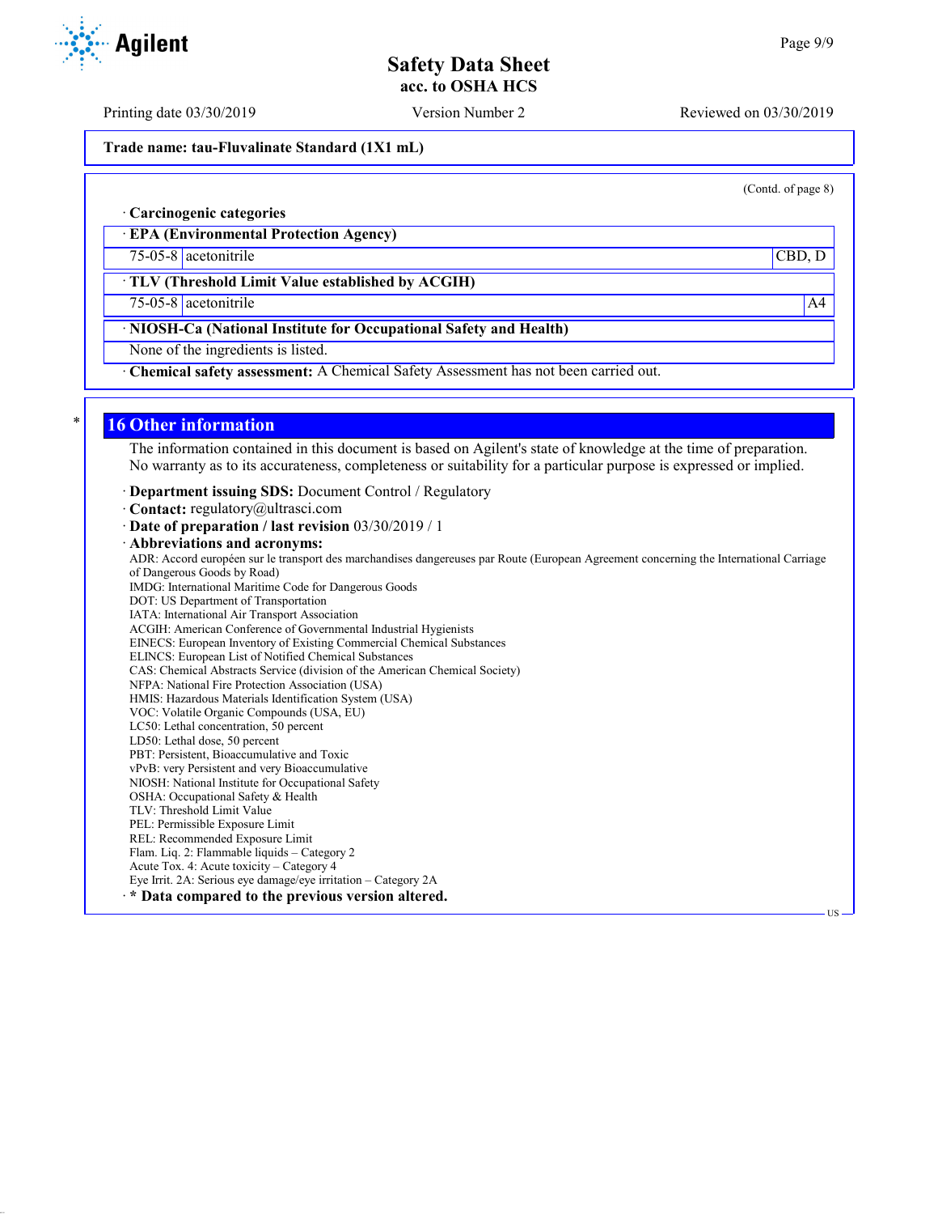Trade name: tau-Fluvalinate Standard (1X1 mL)

(Contd. of page 8)

· **Carcinogenic categories**

· **EPA (Environmental Protection Agency)**

| | | |
|---|---|---|
| 75-05-8 | acetonitrile | CBD, D |

· **TLV (Threshold Limit Value established by ACGIH)**

| | | |
|---|---|---|
| 75-05-8 | acetonitrile | A4 |

· **NIOSH-Ca (National Institute for Occupational Safety and Health)**

None of the ingredients is listed.

· **Chemical safety assessment:** A Chemical Safety Assessment has not been carried out.

## 16 Other information

The information contained in this document is based on Agilent's state of knowledge at the time of preparation. No warranty as to its accurateness, completeness or suitability for a particular purpose is expressed or implied.

· **Department issuing SDS:** Document Control / Regulatory
· **Contact:** regulatory@ultrasci.com
· **Date of preparation / last revision** 03/30/2019 / 1
· **Abbreviations and acronyms:**
ADR: Accord européen sur le transport des marchandises dangereuses par Route (European Agreement concerning the International Carriage of Dangerous Goods by Road)
IMDG: International Maritime Code for Dangerous Goods
DOT: US Department of Transportation
IATA: International Air Transport Association
ACGIH: American Conference of Governmental Industrial Hygienists
EINECS: European Inventory of Existing Commercial Chemical Substances
ELINCS: European List of Notified Chemical Substances
CAS: Chemical Abstracts Service (division of the American Chemical Society)
NFPA: National Fire Protection Association (USA)
HMIS: Hazardous Materials Identification System (USA)
VOC: Volatile Organic Compounds (USA, EU)
LC50: Lethal concentration, 50 percent
LD50: Lethal dose, 50 percent
PBT: Persistent, Bioaccumulative and Toxic
vPvB: very Persistent and very Bioaccumulative
NIOSH: National Institute for Occupational Safety
OSHA: Occupational Safety & Health
TLV: Threshold Limit Value
PEL: Permissible Exposure Limit
REL: Recommended Exposure Limit
Flam. Liq. 2: Flammable liquids – Category 2
Acute Tox. 4: Acute toxicity – Category 4
Eye Irrit. 2A: Serious eye damage/eye irritation – Category 2A

· **\* Data compared to the previous version altered.**